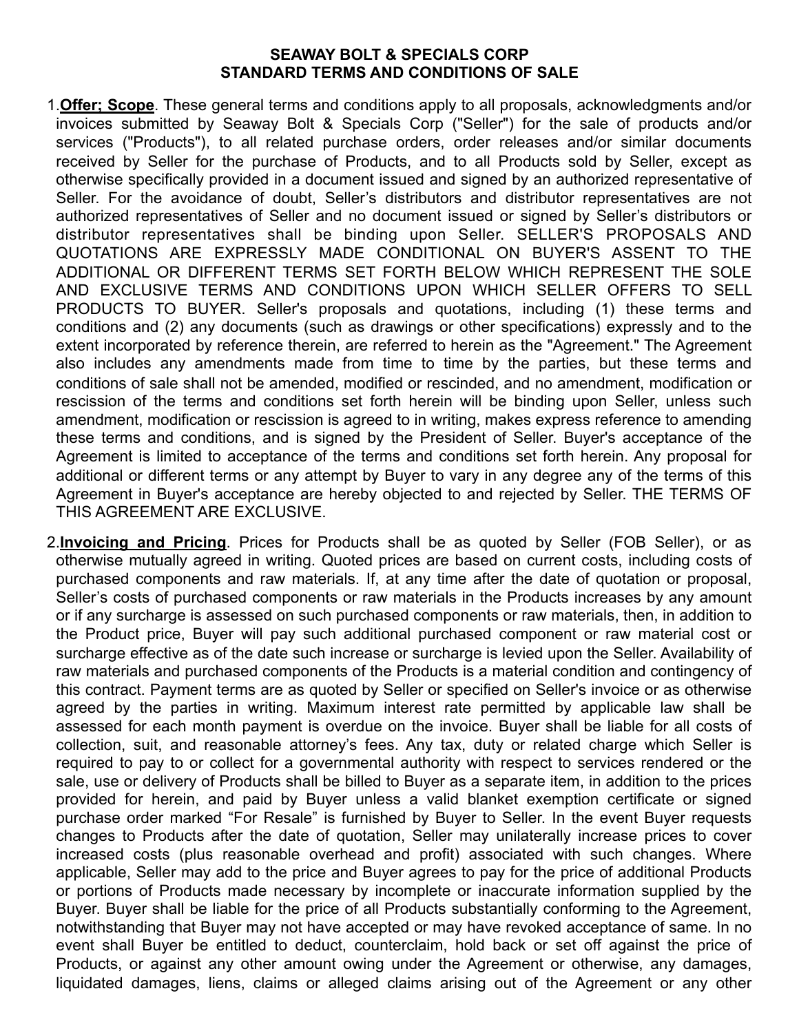**SEAWAY BOLT & SPECIALS CORP**
**STANDARD TERMS AND CONDITIONS OF SALE**

1. **Offer; Scope**. These general terms and conditions apply to all proposals, acknowledgments and/or invoices submitted by Seaway Bolt & Specials Corp ("Seller") for the sale of products and/or services ("Products"), to all related purchase orders, order releases and/or similar documents received by Seller for the purchase of Products, and to all Products sold by Seller, except as otherwise specifically provided in a document issued and signed by an authorized representative of Seller. For the avoidance of doubt, Seller's distributors and distributor representatives are not authorized representatives of Seller and no document issued or signed by Seller's distributors or distributor representatives shall be binding upon Seller. SELLER'S PROPOSALS AND QUOTATIONS ARE EXPRESSLY MADE CONDITIONAL ON BUYER'S ASSENT TO THE ADDITIONAL OR DIFFERENT TERMS SET FORTH BELOW WHICH REPRESENT THE SOLE AND EXCLUSIVE TERMS AND CONDITIONS UPON WHICH SELLER OFFERS TO SELL PRODUCTS TO BUYER. Seller's proposals and quotations, including (1) these terms and conditions and (2) any documents (such as drawings or other specifications) expressly and to the extent incorporated by reference therein, are referred to herein as the "Agreement." The Agreement also includes any amendments made from time to time by the parties, but these terms and conditions of sale shall not be amended, modified or rescinded, and no amendment, modification or rescission of the terms and conditions set forth herein will be binding upon Seller, unless such amendment, modification or rescission is agreed to in writing, makes express reference to amending these terms and conditions, and is signed by the President of Seller. Buyer's acceptance of the Agreement is limited to acceptance of the terms and conditions set forth herein. Any proposal for additional or different terms or any attempt by Buyer to vary in any degree any of the terms of this Agreement in Buyer's acceptance are hereby objected to and rejected by Seller. THE TERMS OF THIS AGREEMENT ARE EXCLUSIVE.

2. **Invoicing and Pricing**. Prices for Products shall be as quoted by Seller (FOB Seller), or as otherwise mutually agreed in writing. Quoted prices are based on current costs, including costs of purchased components and raw materials. If, at any time after the date of quotation or proposal, Seller's costs of purchased components or raw materials in the Products increases by any amount or if any surcharge is assessed on such purchased components or raw materials, then, in addition to the Product price, Buyer will pay such additional purchased component or raw material cost or surcharge effective as of the date such increase or surcharge is levied upon the Seller. Availability of raw materials and purchased components of the Products is a material condition and contingency of this contract. Payment terms are as quoted by Seller or specified on Seller's invoice or as otherwise agreed by the parties in writing. Maximum interest rate permitted by applicable law shall be assessed for each month payment is overdue on the invoice. Buyer shall be liable for all costs of collection, suit, and reasonable attorney's fees. Any tax, duty or related charge which Seller is required to pay to or collect for a governmental authority with respect to services rendered or the sale, use or delivery of Products shall be billed to Buyer as a separate item, in addition to the prices provided for herein, and paid by Buyer unless a valid blanket exemption certificate or signed purchase order marked "For Resale" is furnished by Buyer to Seller. In the event Buyer requests changes to Products after the date of quotation, Seller may unilaterally increase prices to cover increased costs (plus reasonable overhead and profit) associated with such changes. Where applicable, Seller may add to the price and Buyer agrees to pay for the price of additional Products or portions of Products made necessary by incomplete or inaccurate information supplied by the Buyer. Buyer shall be liable for the price of all Products substantially conforming to the Agreement, notwithstanding that Buyer may not have accepted or may have revoked acceptance of same. In no event shall Buyer be entitled to deduct, counterclaim, hold back or set off against the price of Products, or against any other amount owing under the Agreement or otherwise, any damages, liquidated damages, liens, claims or alleged claims arising out of the Agreement or any other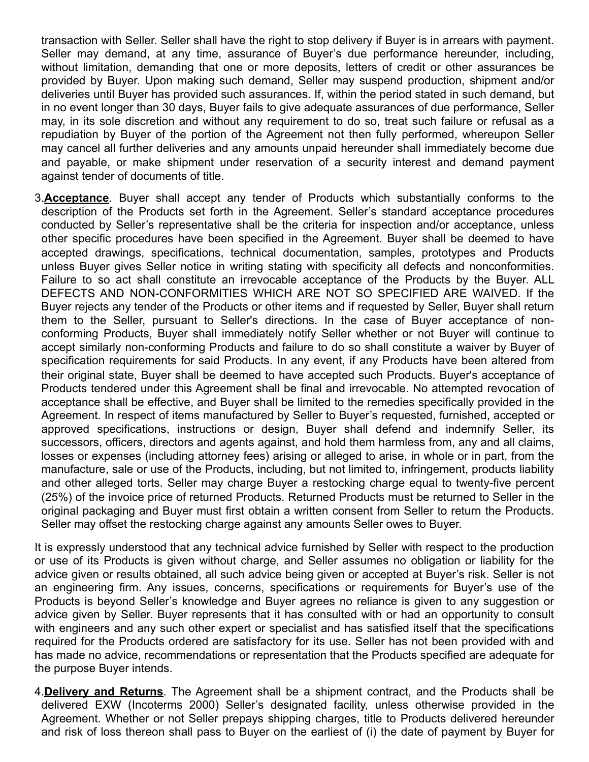transaction with Seller. Seller shall have the right to stop delivery if Buyer is in arrears with payment. Seller may demand, at any time, assurance of Buyer's due performance hereunder, including, without limitation, demanding that one or more deposits, letters of credit or other assurances be provided by Buyer. Upon making such demand, Seller may suspend production, shipment and/or deliveries until Buyer has provided such assurances. If, within the period stated in such demand, but in no event longer than 30 days, Buyer fails to give adequate assurances of due performance, Seller may, in its sole discretion and without any requirement to do so, treat such failure or refusal as a repudiation by Buyer of the portion of the Agreement not then fully performed, whereupon Seller may cancel all further deliveries and any amounts unpaid hereunder shall immediately become due and payable, or make shipment under reservation of a security interest and demand payment against tender of documents of title.

3. **Acceptance**. Buyer shall accept any tender of Products which substantially conforms to the description of the Products set forth in the Agreement. Seller's standard acceptance procedures conducted by Seller's representative shall be the criteria for inspection and/or acceptance, unless other specific procedures have been specified in the Agreement. Buyer shall be deemed to have accepted drawings, specifications, technical documentation, samples, prototypes and Products unless Buyer gives Seller notice in writing stating with specificity all defects and nonconformities. Failure to so act shall constitute an irrevocable acceptance of the Products by the Buyer. ALL DEFECTS AND NON-CONFORMITIES WHICH ARE NOT SO SPECIFIED ARE WAIVED. If the Buyer rejects any tender of the Products or other items and if requested by Seller, Buyer shall return them to the Seller, pursuant to Seller's directions. In the case of Buyer acceptance of non-conforming Products, Buyer shall immediately notify Seller whether or not Buyer will continue to accept similarly non-conforming Products and failure to do so shall constitute a waiver by Buyer of specification requirements for said Products. In any event, if any Products have been altered from their original state, Buyer shall be deemed to have accepted such Products. Buyer's acceptance of Products tendered under this Agreement shall be final and irrevocable. No attempted revocation of acceptance shall be effective, and Buyer shall be limited to the remedies specifically provided in the Agreement. In respect of items manufactured by Seller to Buyer's requested, furnished, accepted or approved specifications, instructions or design, Buyer shall defend and indemnify Seller, its successors, officers, directors and agents against, and hold them harmless from, any and all claims, losses or expenses (including attorney fees) arising or alleged to arise, in whole or in part, from the manufacture, sale or use of the Products, including, but not limited to, infringement, products liability and other alleged torts. Seller may charge Buyer a restocking charge equal to twenty-five percent (25%) of the invoice price of returned Products. Returned Products must be returned to Seller in the original packaging and Buyer must first obtain a written consent from Seller to return the Products. Seller may offset the restocking charge against any amounts Seller owes to Buyer.

It is expressly understood that any technical advice furnished by Seller with respect to the production or use of its Products is given without charge, and Seller assumes no obligation or liability for the advice given or results obtained, all such advice being given or accepted at Buyer's risk. Seller is not an engineering firm. Any issues, concerns, specifications or requirements for Buyer's use of the Products is beyond Seller's knowledge and Buyer agrees no reliance is given to any suggestion or advice given by Seller. Buyer represents that it has consulted with or had an opportunity to consult with engineers and any such other expert or specialist and has satisfied itself that the specifications required for the Products ordered are satisfactory for its use. Seller has not been provided with and has made no advice, recommendations or representation that the Products specified are adequate for the purpose Buyer intends.

4. **Delivery and Returns**. The Agreement shall be a shipment contract, and the Products shall be delivered EXW (Incoterms 2000) Seller's designated facility, unless otherwise provided in the Agreement. Whether or not Seller prepays shipping charges, title to Products delivered hereunder and risk of loss thereon shall pass to Buyer on the earliest of (i) the date of payment by Buyer for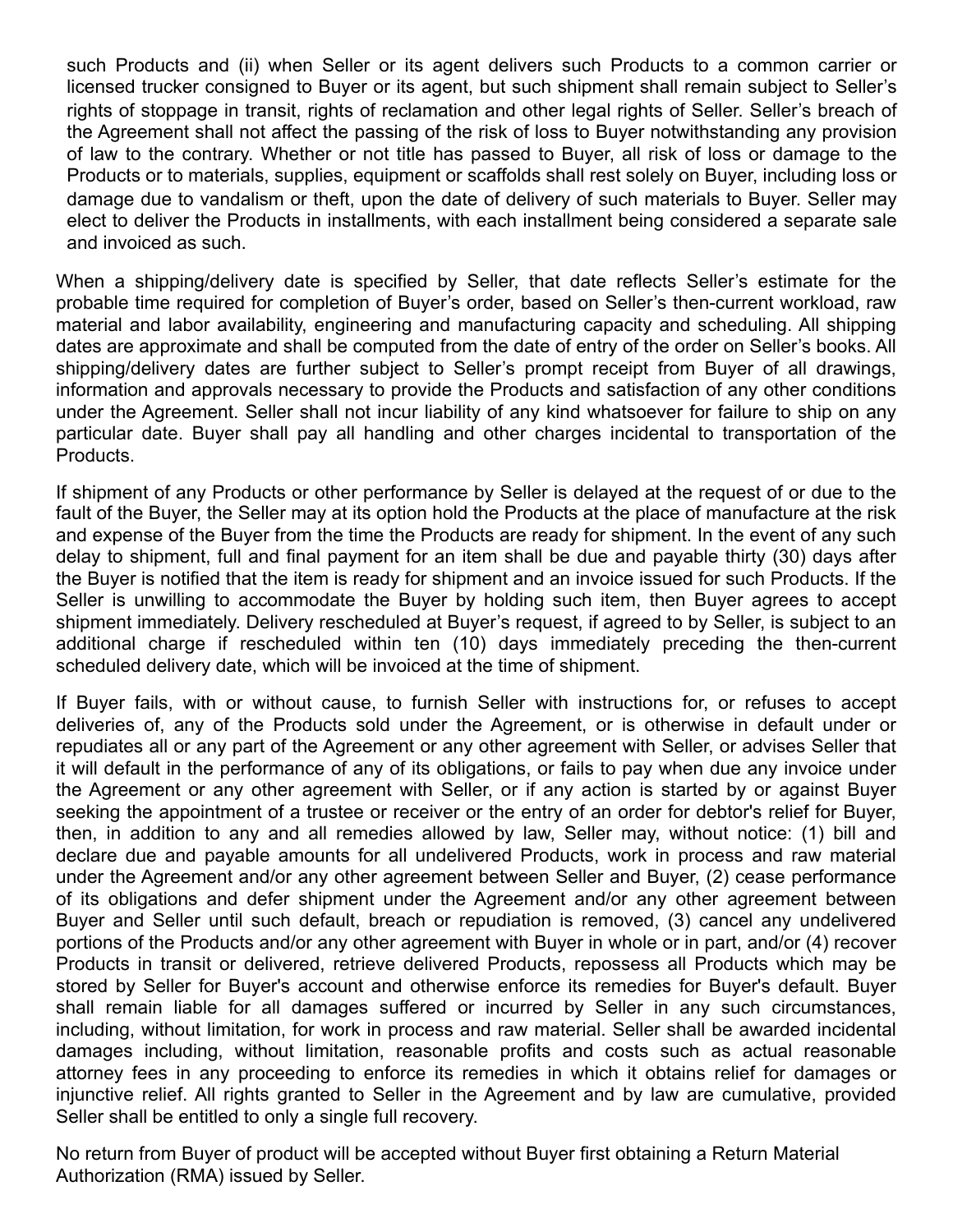such Products and (ii) when Seller or its agent delivers such Products to a common carrier or licensed trucker consigned to Buyer or its agent, but such shipment shall remain subject to Seller's rights of stoppage in transit, rights of reclamation and other legal rights of Seller. Seller's breach of the Agreement shall not affect the passing of the risk of loss to Buyer notwithstanding any provision of law to the contrary. Whether or not title has passed to Buyer, all risk of loss or damage to the Products or to materials, supplies, equipment or scaffolds shall rest solely on Buyer, including loss or damage due to vandalism or theft, upon the date of delivery of such materials to Buyer. Seller may elect to deliver the Products in installments, with each installment being considered a separate sale and invoiced as such.

When a shipping/delivery date is specified by Seller, that date reflects Seller's estimate for the probable time required for completion of Buyer's order, based on Seller's then-current workload, raw material and labor availability, engineering and manufacturing capacity and scheduling. All shipping dates are approximate and shall be computed from the date of entry of the order on Seller's books. All shipping/delivery dates are further subject to Seller's prompt receipt from Buyer of all drawings, information and approvals necessary to provide the Products and satisfaction of any other conditions under the Agreement. Seller shall not incur liability of any kind whatsoever for failure to ship on any particular date. Buyer shall pay all handling and other charges incidental to transportation of the Products.

If shipment of any Products or other performance by Seller is delayed at the request of or due to the fault of the Buyer, the Seller may at its option hold the Products at the place of manufacture at the risk and expense of the Buyer from the time the Products are ready for shipment. In the event of any such delay to shipment, full and final payment for an item shall be due and payable thirty (30) days after the Buyer is notified that the item is ready for shipment and an invoice issued for such Products. If the Seller is unwilling to accommodate the Buyer by holding such item, then Buyer agrees to accept shipment immediately. Delivery rescheduled at Buyer's request, if agreed to by Seller, is subject to an additional charge if rescheduled within ten (10) days immediately preceding the then-current scheduled delivery date, which will be invoiced at the time of shipment.

If Buyer fails, with or without cause, to furnish Seller with instructions for, or refuses to accept deliveries of, any of the Products sold under the Agreement, or is otherwise in default under or repudiates all or any part of the Agreement or any other agreement with Seller, or advises Seller that it will default in the performance of any of its obligations, or fails to pay when due any invoice under the Agreement or any other agreement with Seller, or if any action is started by or against Buyer seeking the appointment of a trustee or receiver or the entry of an order for debtor's relief for Buyer, then, in addition to any and all remedies allowed by law, Seller may, without notice: (1) bill and declare due and payable amounts for all undelivered Products, work in process and raw material under the Agreement and/or any other agreement between Seller and Buyer, (2) cease performance of its obligations and defer shipment under the Agreement and/or any other agreement between Buyer and Seller until such default, breach or repudiation is removed, (3) cancel any undelivered portions of the Products and/or any other agreement with Buyer in whole or in part, and/or (4) recover Products in transit or delivered, retrieve delivered Products, repossess all Products which may be stored by Seller for Buyer's account and otherwise enforce its remedies for Buyer's default. Buyer shall remain liable for all damages suffered or incurred by Seller in any such circumstances, including, without limitation, for work in process and raw material. Seller shall be awarded incidental damages including, without limitation, reasonable profits and costs such as actual reasonable attorney fees in any proceeding to enforce its remedies in which it obtains relief for damages or injunctive relief. All rights granted to Seller in the Agreement and by law are cumulative, provided Seller shall be entitled to only a single full recovery.

No return from Buyer of product will be accepted without Buyer first obtaining a Return Material Authorization (RMA) issued by Seller.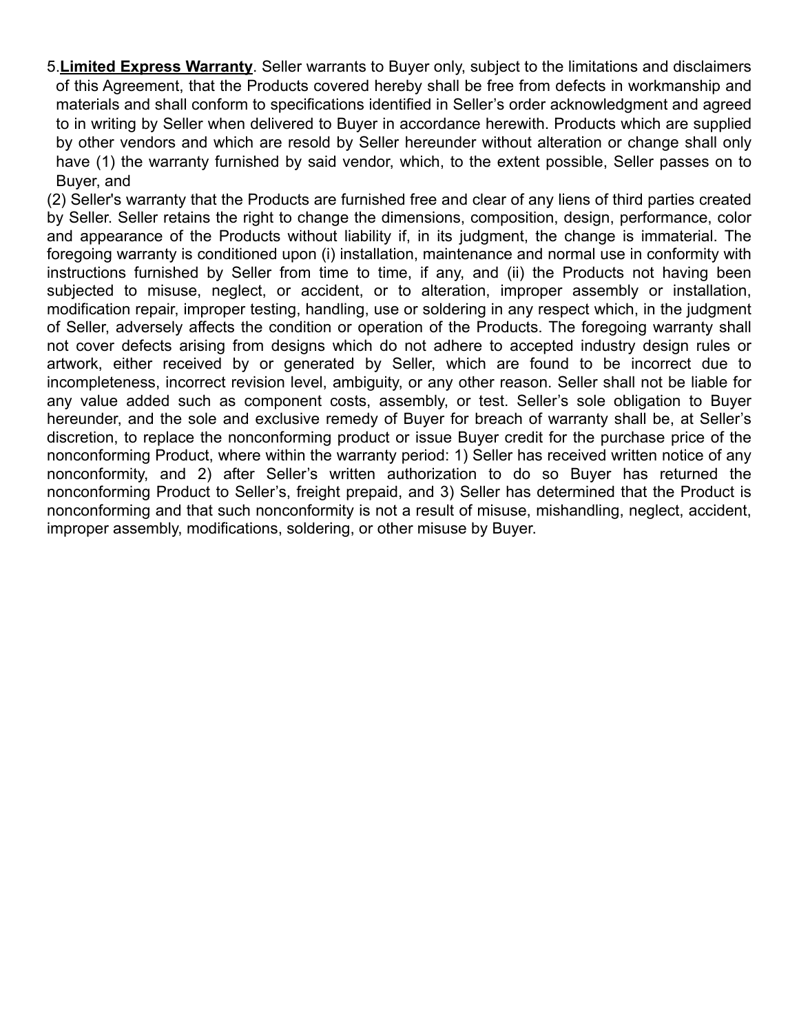5. **Limited Express Warranty**. Seller warrants to Buyer only, subject to the limitations and disclaimers of this Agreement, that the Products covered hereby shall be free from defects in workmanship and materials and shall conform to specifications identified in Seller's order acknowledgment and agreed to in writing by Seller when delivered to Buyer in accordance herewith. Products which are supplied by other vendors and which are resold by Seller hereunder without alteration or change shall only have (1) the warranty furnished by said vendor, which, to the extent possible, Seller passes on to Buyer, and

(2) Seller's warranty that the Products are furnished free and clear of any liens of third parties created by Seller. Seller retains the right to change the dimensions, composition, design, performance, color and appearance of the Products without liability if, in its judgment, the change is immaterial. The foregoing warranty is conditioned upon (i) installation, maintenance and normal use in conformity with instructions furnished by Seller from time to time, if any, and (ii) the Products not having been subjected to misuse, neglect, or accident, or to alteration, improper assembly or installation, modification repair, improper testing, handling, use or soldering in any respect which, in the judgment of Seller, adversely affects the condition or operation of the Products. The foregoing warranty shall not cover defects arising from designs which do not adhere to accepted industry design rules or artwork, either received by or generated by Seller, which are found to be incorrect due to incompleteness, incorrect revision level, ambiguity, or any other reason. Seller shall not be liable for any value added such as component costs, assembly, or test. Seller's sole obligation to Buyer hereunder, and the sole and exclusive remedy of Buyer for breach of warranty shall be, at Seller's discretion, to replace the nonconforming product or issue Buyer credit for the purchase price of the nonconforming Product, where within the warranty period: 1) Seller has received written notice of any nonconformity, and 2) after Seller's written authorization to do so Buyer has returned the nonconforming Product to Seller's, freight prepaid, and 3) Seller has determined that the Product is nonconforming and that such nonconformity is not a result of misuse, mishandling, neglect, accident, improper assembly, modifications, soldering, or other misuse by Buyer.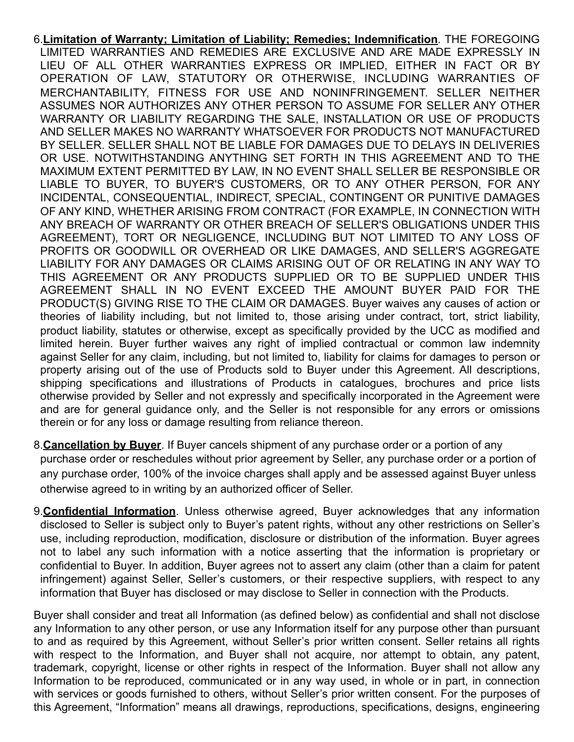6. **Limitation of Warranty; Limitation of Liability; Remedies; Indemnification**. THE FOREGOING LIMITED WARRANTIES AND REMEDIES ARE EXCLUSIVE AND ARE MADE EXPRESSLY IN LIEU OF ALL OTHER WARRANTIES EXPRESS OR IMPLIED, EITHER IN FACT OR BY OPERATION OF LAW, STATUTORY OR OTHERWISE, INCLUDING WARRANTIES OF MERCHANTABILITY, FITNESS FOR USE AND NONINFRINGEMENT. SELLER NEITHER ASSUMES NOR AUTHORIZES ANY OTHER PERSON TO ASSUME FOR SELLER ANY OTHER WARRANTY OR LIABILITY REGARDING THE SALE, INSTALLATION OR USE OF PRODUCTS AND SELLER MAKES NO WARRANTY WHATSOEVER FOR PRODUCTS NOT MANUFACTURED BY SELLER. SELLER SHALL NOT BE LIABLE FOR DAMAGES DUE TO DELAYS IN DELIVERIES OR USE. NOTWITHSTANDING ANYTHING SET FORTH IN THIS AGREEMENT AND TO THE MAXIMUM EXTENT PERMITTED BY LAW, IN NO EVENT SHALL SELLER BE RESPONSIBLE OR LIABLE TO BUYER, TO BUYER'S CUSTOMERS, OR TO ANY OTHER PERSON, FOR ANY INCIDENTAL, CONSEQUENTIAL, INDIRECT, SPECIAL, CONTINGENT OR PUNITIVE DAMAGES OF ANY KIND, WHETHER ARISING FROM CONTRACT (FOR EXAMPLE, IN CONNECTION WITH ANY BREACH OF WARRANTY OR OTHER BREACH OF SELLER'S OBLIGATIONS UNDER THIS AGREEMENT), TORT OR NEGLIGENCE, INCLUDING BUT NOT LIMITED TO ANY LOSS OF PROFITS OR GOODWILL OR OVERHEAD OR LIKE DAMAGES, AND SELLER'S AGGREGATE LIABILITY FOR ANY DAMAGES OR CLAIMS ARISING OUT OF OR RELATING IN ANY WAY TO THIS AGREEMENT OR ANY PRODUCTS SUPPLIED OR TO BE SUPPLIED UNDER THIS AGREEMENT SHALL IN NO EVENT EXCEED THE AMOUNT BUYER PAID FOR THE PRODUCT(S) GIVING RISE TO THE CLAIM OR DAMAGES. Buyer waives any causes of action or theories of liability including, but not limited to, those arising under contract, tort, strict liability, product liability, statutes or otherwise, except as specifically provided by the UCC as modified and limited herein. Buyer further waives any right of implied contractual or common law indemnity against Seller for any claim, including, but not limited to, liability for claims for damages to person or property arising out of the use of Products sold to Buyer under this Agreement. All descriptions, shipping specifications and illustrations of Products in catalogues, brochures and price lists otherwise provided by Seller and not expressly and specifically incorporated in the Agreement were and are for general guidance only, and the Seller is not responsible for any errors or omissions therein or for any loss or damage resulting from reliance thereon.

8. **Cancellation by Buyer**. If Buyer cancels shipment of any purchase order or a portion of any purchase order or reschedules without prior agreement by Seller, any purchase order or a portion of any purchase order, 100% of the invoice charges shall apply and be assessed against Buyer unless otherwise agreed to in writing by an authorized officer of Seller.

9. **Confidential Information**. Unless otherwise agreed, Buyer acknowledges that any information disclosed to Seller is subject only to Buyer's patent rights, without any other restrictions on Seller's use, including reproduction, modification, disclosure or distribution of the information. Buyer agrees not to label any such information with a notice asserting that the information is proprietary or confidential to Buyer. In addition, Buyer agrees not to assert any claim (other than a claim for patent infringement) against Seller, Seller's customers, or their respective suppliers, with respect to any information that Buyer has disclosed or may disclose to Seller in connection with the Products.

Buyer shall consider and treat all Information (as defined below) as confidential and shall not disclose any Information to any other person, or use any Information itself for any purpose other than pursuant to and as required by this Agreement, without Seller's prior written consent. Seller retains all rights with respect to the Information, and Buyer shall not acquire, nor attempt to obtain, any patent, trademark, copyright, license or other rights in respect of the Information. Buyer shall not allow any Information to be reproduced, communicated or in any way used, in whole or in part, in connection with services or goods furnished to others, without Seller's prior written consent. For the purposes of this Agreement, "Information" means all drawings, reproductions, specifications, designs, engineering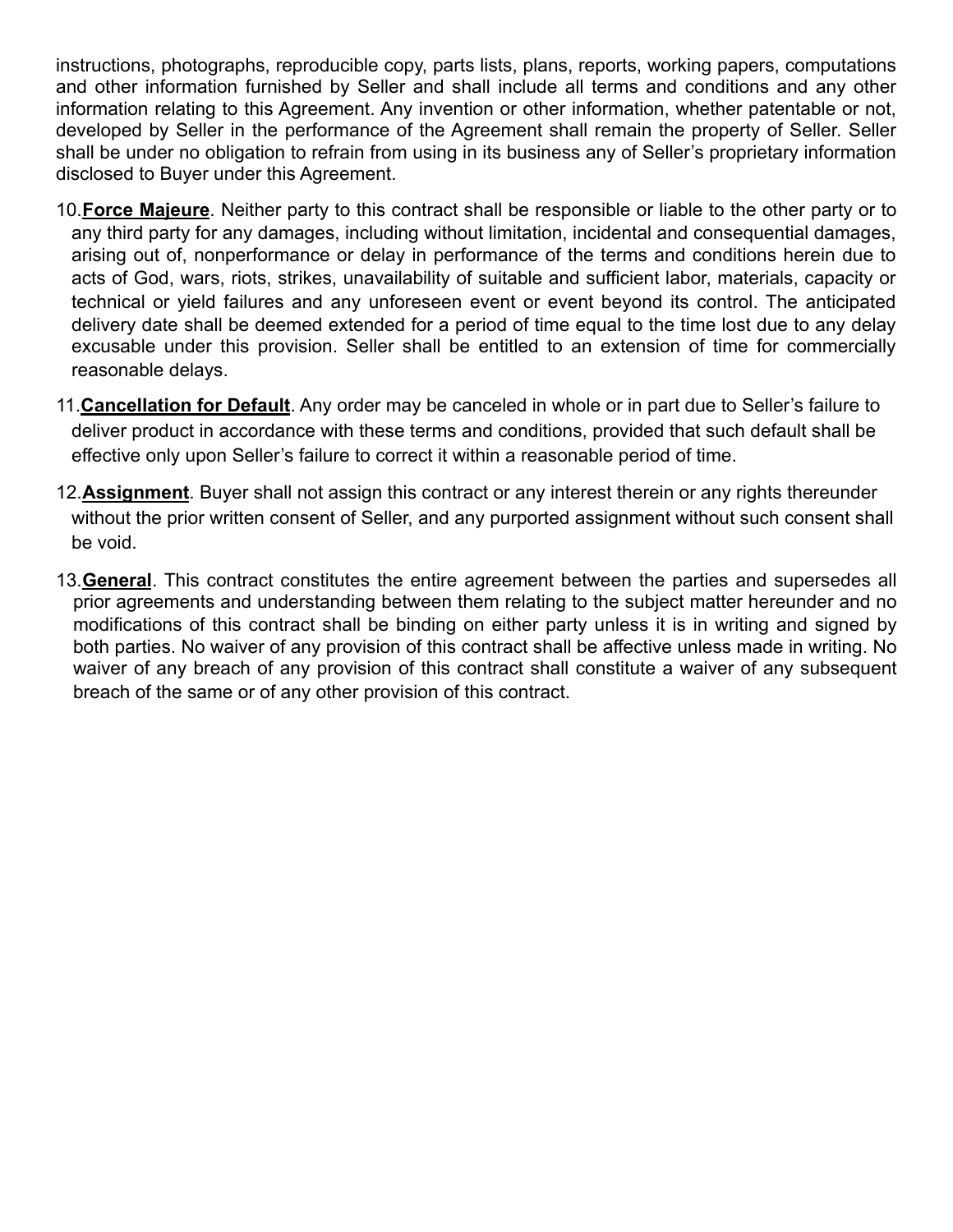instructions, photographs, reproducible copy, parts lists, plans, reports, working papers, computations and other information furnished by Seller and shall include all terms and conditions and any other information relating to this Agreement. Any invention or other information, whether patentable or not, developed by Seller in the performance of the Agreement shall remain the property of Seller. Seller shall be under no obligation to refrain from using in its business any of Seller's proprietary information disclosed to Buyer under this Agreement.

10. **Force Majeure**. Neither party to this contract shall be responsible or liable to the other party or to any third party for any damages, including without limitation, incidental and consequential damages, arising out of, nonperformance or delay in performance of the terms and conditions herein due to acts of God, wars, riots, strikes, unavailability of suitable and sufficient labor, materials, capacity or technical or yield failures and any unforeseen event or event beyond its control. The anticipated delivery date shall be deemed extended for a period of time equal to the time lost due to any delay excusable under this provision. Seller shall be entitled to an extension of time for commercially reasonable delays.

11. **Cancellation for Default**. Any order may be canceled in whole or in part due to Seller's failure to deliver product in accordance with these terms and conditions, provided that such default shall be effective only upon Seller's failure to correct it within a reasonable period of time.

12. **Assignment**. Buyer shall not assign this contract or any interest therein or any rights thereunder without the prior written consent of Seller, and any purported assignment without such consent shall be void.

13. **General**. This contract constitutes the entire agreement between the parties and supersedes all prior agreements and understanding between them relating to the subject matter hereunder and no modifications of this contract shall be binding on either party unless it is in writing and signed by both parties. No waiver of any provision of this contract shall be affective unless made in writing. No waiver of any breach of any provision of this contract shall constitute a waiver of any subsequent breach of the same or of any other provision of this contract.